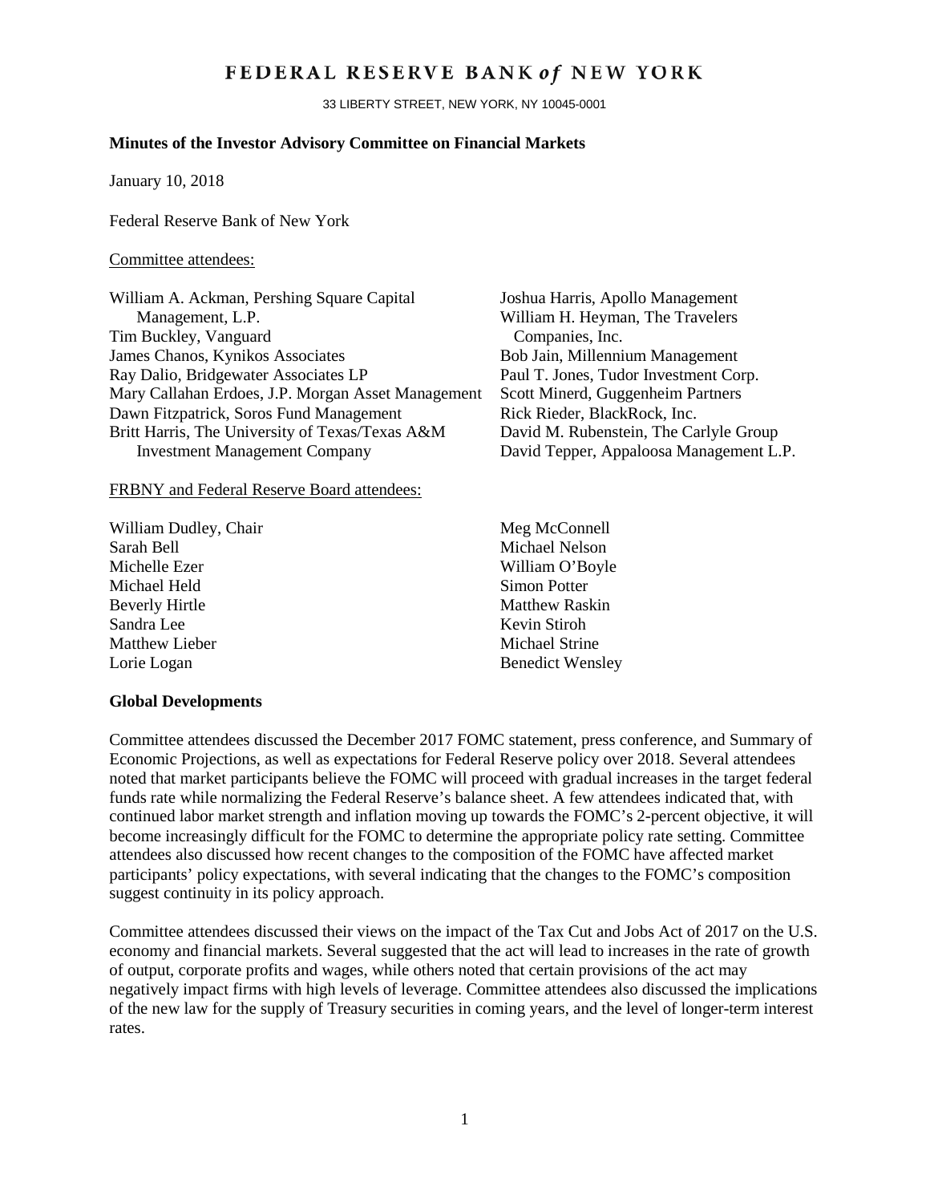# FEDERAL RESERVE BANK *of* NEW YORK

33 LIBERTY STREET, NEW YORK, NY 10045-0001

**Minutes of the Investor Advisory Committee on Financial Markets**

January 10, 2018

Federal Reserve Bank of New York

Committee attendees:

William A. Ackman, Pershing Square Capital Management, L.P.
Tim Buckley, Vanguard
James Chanos, Kynikos Associates
Ray Dalio, Bridgewater Associates LP
Mary Callahan Erdoes, J.P. Morgan Asset Management
Dawn Fitzpatrick, Soros Fund Management
Britt Harris, The University of Texas/Texas A&M Investment Management Company
Joshua Harris, Apollo Management
William H. Heyman, The Travelers Companies, Inc.
Bob Jain, Millennium Management
Paul T. Jones, Tudor Investment Corp.
Scott Minerd, Guggenheim Partners
Rick Rieder, BlackRock, Inc.
David M. Rubenstein, The Carlyle Group
David Tepper, Appaloosa Management L.P.

FRBNY and Federal Reserve Board attendees:

William Dudley, Chair
Sarah Bell
Michelle Ezer
Michael Held
Beverly Hirtle
Sandra Lee
Matthew Lieber
Lorie Logan
Meg McConnell
Michael Nelson
William O'Boyle
Simon Potter
Matthew Raskin
Kevin Stiroh
Michael Strine
Benedict Wensley

**Global Developments**

Committee attendees discussed the December 2017 FOMC statement, press conference, and Summary of Economic Projections, as well as expectations for Federal Reserve policy over 2018. Several attendees noted that market participants believe the FOMC will proceed with gradual increases in the target federal funds rate while normalizing the Federal Reserve's balance sheet. A few attendees indicated that, with continued labor market strength and inflation moving up towards the FOMC's 2-percent objective, it will become increasingly difficult for the FOMC to determine the appropriate policy rate setting. Committee attendees also discussed how recent changes to the composition of the FOMC have affected market participants' policy expectations, with several indicating that the changes to the FOMC's composition suggest continuity in its policy approach.

Committee attendees discussed their views on the impact of the Tax Cut and Jobs Act of 2017 on the U.S. economy and financial markets. Several suggested that the act will lead to increases in the rate of growth of output, corporate profits and wages, while others noted that certain provisions of the act may negatively impact firms with high levels of leverage. Committee attendees also discussed the implications of the new law for the supply of Treasury securities in coming years, and the level of longer-term interest rates.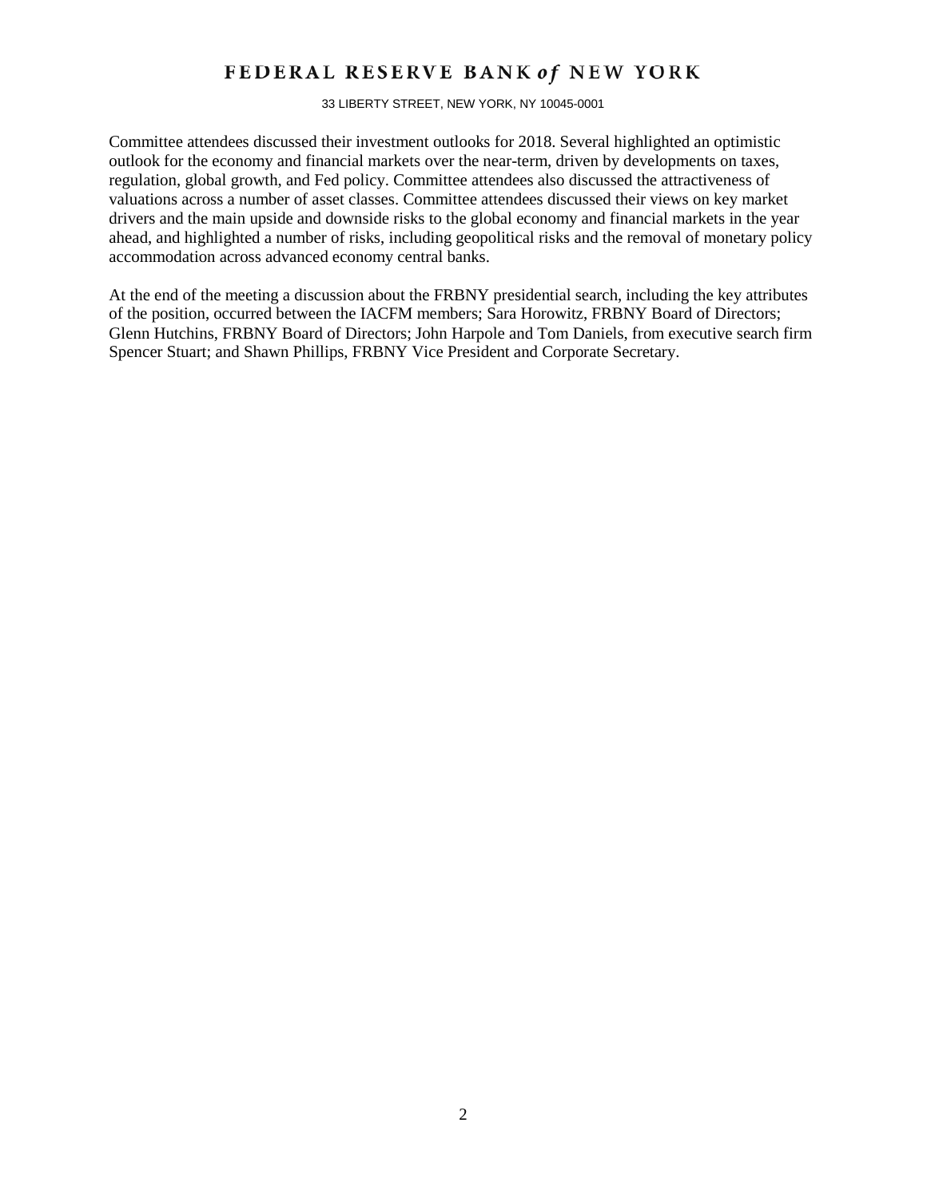Committee attendees discussed their investment outlooks for 2018. Several highlighted an optimistic outlook for the economy and financial markets over the near-term, driven by developments on taxes, regulation, global growth, and Fed policy. Committee attendees also discussed the attractiveness of valuations across a number of asset classes. Committee attendees discussed their views on key market drivers and the main upside and downside risks to the global economy and financial markets in the year ahead, and highlighted a number of risks, including geopolitical risks and the removal of monetary policy accommodation across advanced economy central banks.

At the end of the meeting a discussion about the FRBNY presidential search, including the key attributes of the position, occurred between the IACFM members; Sara Horowitz, FRBNY Board of Directors; Glenn Hutchins, FRBNY Board of Directors; John Harpole and Tom Daniels, from executive search firm Spencer Stuart; and Shawn Phillips, FRBNY Vice President and Corporate Secretary.